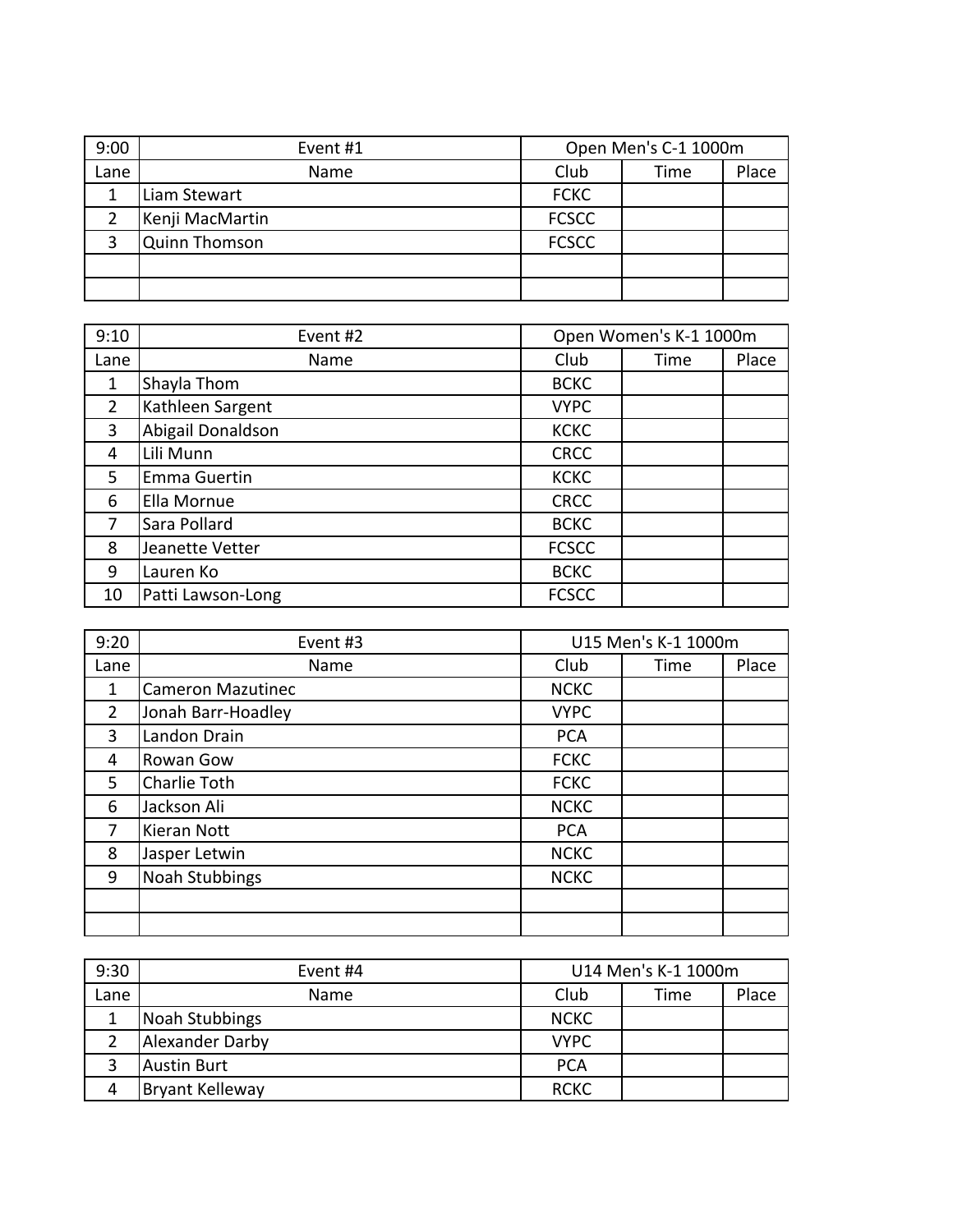| 9:00 | Event #1 | Open Men's C-1 1000m | | |
|---|---|---|---|---|
| Lane | Name | Club | Time | Place |
| 1 | Liam Stewart | FCKC | | |
| 2 | Kenji MacMartin | FCSCC | | |
| 3 | Quinn Thomson | FCSCC | | |
| | | | | |
| | | | | |

| 9:10 | Event #2 | Open Women's K-1 1000m | | |
|---|---|---|---|---|
| Lane | Name | Club | Time | Place |
| 1 | Shayla Thom | BCKC | | |
| 2 | Kathleen Sargent | VYPC | | |
| 3 | Abigail Donaldson | KCKC | | |
| 4 | Lili Munn | CRCC | | |
| 5 | Emma Guertin | KCKC | | |
| 6 | Ella Mornue | CRCC | | |
| 7 | Sara Pollard | BCKC | | |
| 8 | Jeanette Vetter | FCSCC | | |
| 9 | Lauren Ko | BCKC | | |
| 10 | Patti Lawson-Long | FCSCC | | |

| 9:20 | Event #3 | U15 Men's K-1 1000m | | |
|---|---|---|---|---|
| Lane | Name | Club | Time | Place |
| 1 | Cameron Mazutinec | NCKC | | |
| 2 | Jonah Barr-Hoadley | VYPC | | |
| 3 | Landon Drain | PCA | | |
| 4 | Rowan Gow | FCKC | | |
| 5 | Charlie Toth | FCKC | | |
| 6 | Jackson Ali | NCKC | | |
| 7 | Kieran Nott | PCA | | |
| 8 | Jasper Letwin | NCKC | | |
| 9 | Noah Stubbings | NCKC | | |
| | | | | |
| | | | | |

| 9:30 | Event #4 | U14 Men's K-1 1000m | | |
|---|---|---|---|---|
| Lane | Name | Club | Time | Place |
| 1 | Noah Stubbings | NCKC | | |
| 2 | Alexander Darby | VYPC | | |
| 3 | Austin Burt | PCA | | |
| 4 | Bryant Kelleway | RCKC | | |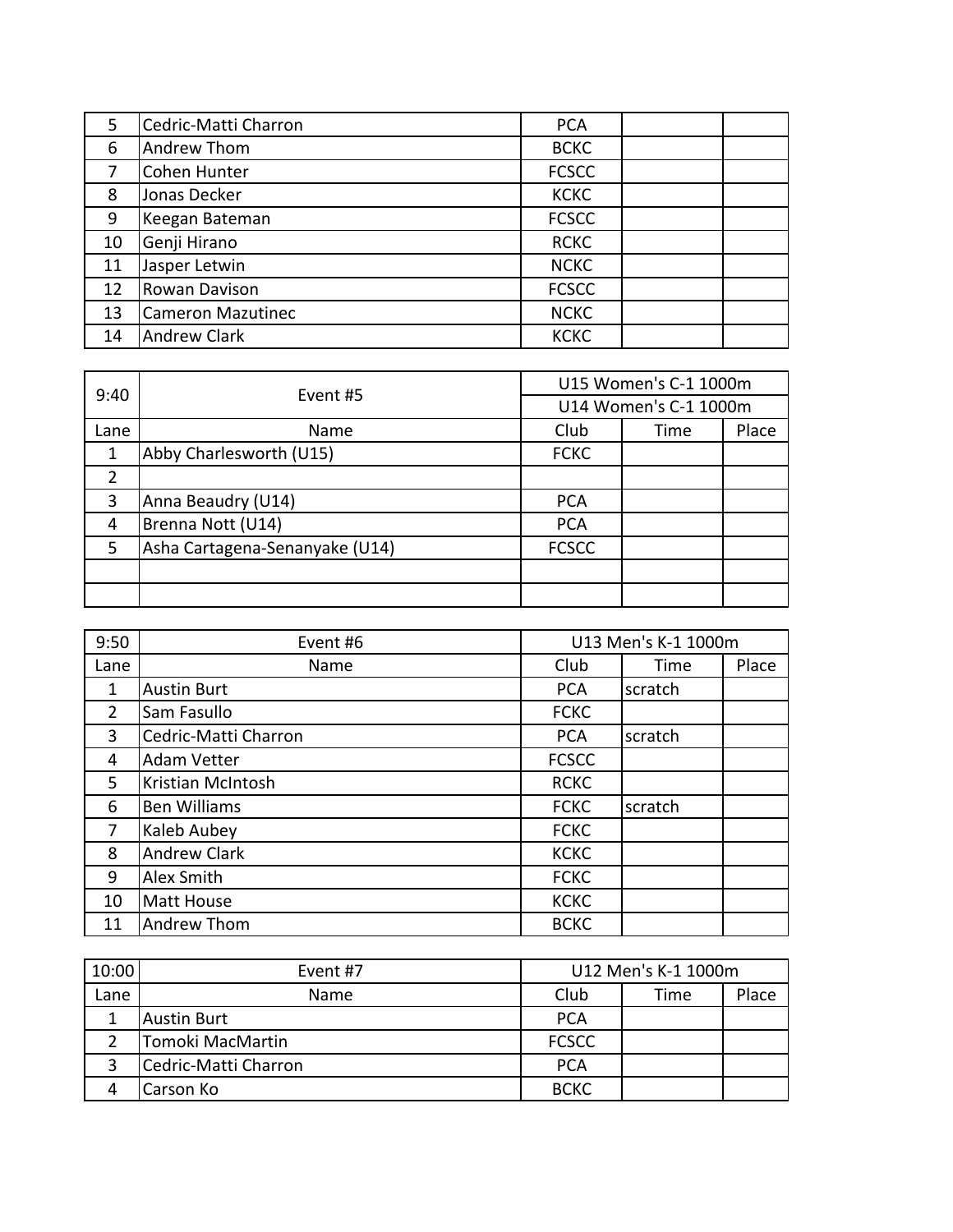| 5 | Cedric-Matti Charron | PCA | | |
|---|---|---|---|---|
| 6 | Andrew Thom | BCKC | | |
| 7 | Cohen Hunter | FCSCC | | |
| 8 | Jonas Decker | KCKC | | |
| 9 | Keegan Bateman | FCSCC | | |
| 10 | Genji Hirano | RCKC | | |
| 11 | Jasper Letwin | NCKC | | |
| 12 | Rowan Davison | FCSCC | | |
| 13 | Cameron Mazutinec | NCKC | | |
| 14 | Andrew Clark | KCKC | | |

| 9:40 | Event #5 | U15 Women's C-1 1000m | | |
|---|---|---|---|---|
| | | U14 Women's C-1 1000m | | |
| Lane | Name | Club | Time | Place |
| 1 | Abby Charlesworth (U15) | FCKC | | |
| 2 | | | | |
| 3 | Anna Beaudry (U14) | PCA | | |
| 4 | Brenna Nott (U14) | PCA | | |
| 5 | Asha Cartagena-Senanyake (U14) | FCSCC | | |
| | | | | |
| | | | | |

| 9:50 | Event #6 | U13 Men's K-1 1000m | | |
|---|---|---|---|---|
| Lane | Name | Club | Time | Place |
| 1 | Austin Burt | PCA | scratch | |
| 2 | Sam Fasullo | FCKC | | |
| 3 | Cedric-Matti Charron | PCA | scratch | |
| 4 | Adam Vetter | FCSCC | | |
| 5 | Kristian McIntosh | RCKC | | |
| 6 | Ben Williams | FCKC | scratch | |
| 7 | Kaleb Aubey | FCKC | | |
| 8 | Andrew Clark | KCKC | | |
| 9 | Alex Smith | FCKC | | |
| 10 | Matt House | KCKC | | |
| 11 | Andrew Thom | BCKC | | |

| 10:00 | Event #7 | U12 Men's K-1 1000m | | |
|---|---|---|---|---|
| Lane | Name | Club | Time | Place |
| 1 | Austin Burt | PCA | | |
| 2 | Tomoki MacMartin | FCSCC | | |
| 3 | Cedric-Matti Charron | PCA | | |
| 4 | Carson Ko | BCKC | | |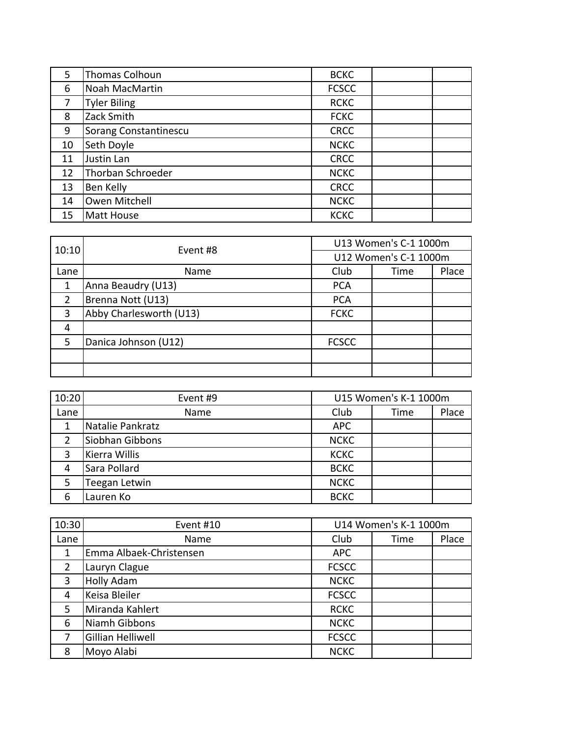| | | | | |
|---|---|---|---|---|
| 5 | Thomas Colhoun | BCKC | | |
| 6 | Noah MacMartin | FCSCC | | |
| 7 | Tyler Biling | RCKC | | |
| 8 | Zack Smith | FCKC | | |
| 9 | Sorang Constantinescu | CRCC | | |
| 10 | Seth Doyle | NCKC | | |
| 11 | Justin Lan | CRCC | | |
| 12 | Thorban Schroeder | NCKC | | |
| 13 | Ben Kelly | CRCC | | |
| 14 | Owen Mitchell | NCKC | | |
| 15 | Matt House | KCKC | | |

| 10:10 | Event #8 | U13 Women's C-1 1000m | | |
|---|---|---|---|---|
| | | U12 Women's C-1 1000m | | |
| Lane | Name | Club | Time | Place |
| 1 | Anna Beaudry (U13) | PCA | | |
| 2 | Brenna Nott (U13) | PCA | | |
| 3 | Abby Charlesworth (U13) | FCKC | | |
| 4 | | | | |
| 5 | Danica Johnson (U12) | FCSCC | | |
| | | | | |
| | | | | |

| 10:20 | Event #9 | U15 Women's K-1 1000m | | |
|---|---|---|---|---|
| Lane | Name | Club | Time | Place |
| 1 | Natalie Pankratz | APC | | |
| 2 | Siobhan Gibbons | NCKC | | |
| 3 | Kierra Willis | KCKC | | |
| 4 | Sara Pollard | BCKC | | |
| 5 | Teegan Letwin | NCKC | | |
| 6 | Lauren Ko | BCKC | | |

| 10:30 | Event #10 | U14 Women's K-1 1000m | | |
|---|---|---|---|---|
| Lane | Name | Club | Time | Place |
| 1 | Emma Albaek-Christensen | APC | | |
| 2 | Lauryn Clague | FCSCC | | |
| 3 | Holly Adam | NCKC | | |
| 4 | Keisa Bleiler | FCSCC | | |
| 5 | Miranda Kahlert | RCKC | | |
| 6 | Niamh Gibbons | NCKC | | |
| 7 | Gillian Helliwell | FCSCC | | |
| 8 | Moyo Alabi | NCKC | | |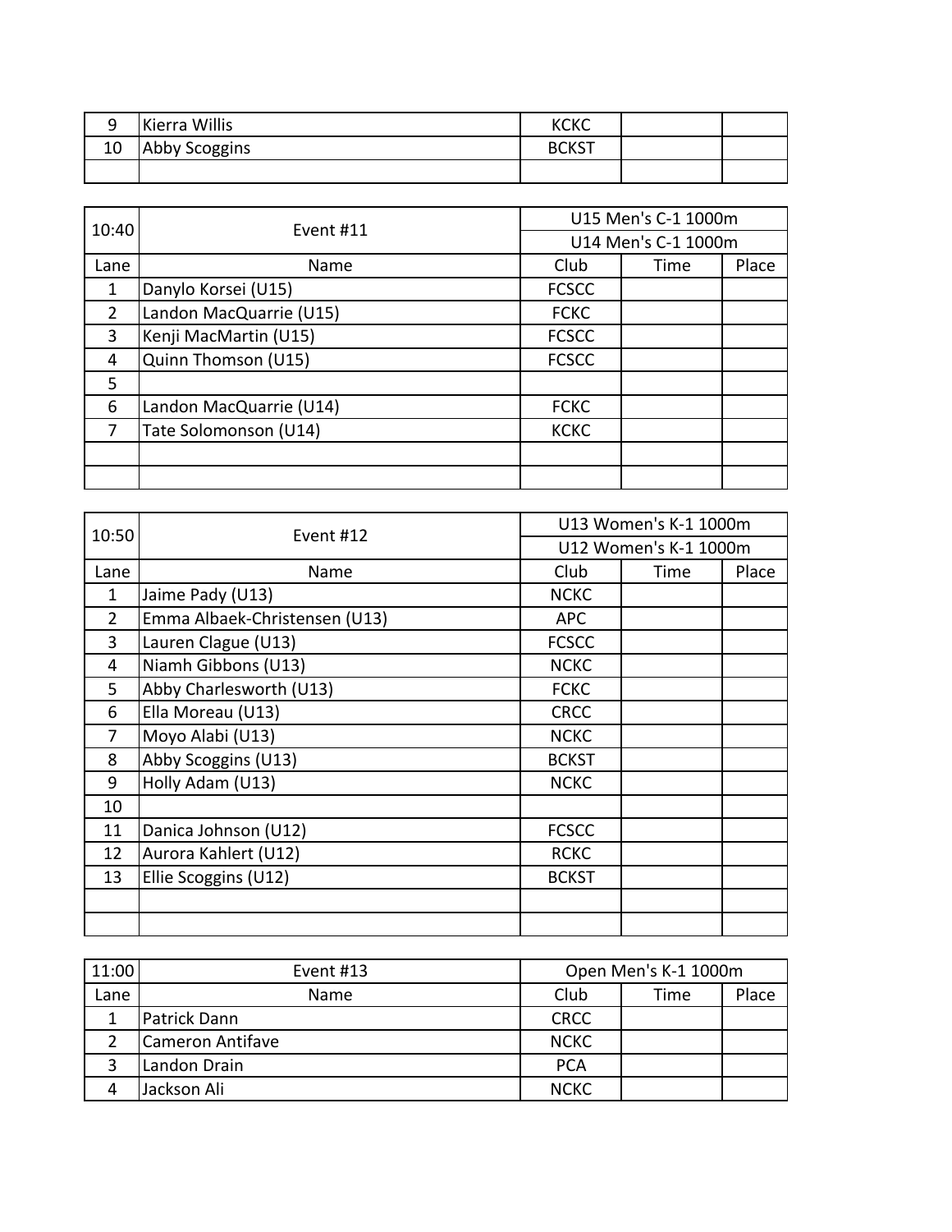| 9 | Kierra Willis | KCKC | | |
|---|---|---|---|---|
| 10 | Abby Scoggins | BCKST | | |
| | | | | |

| 10:40 | Event #11 | U15 Men's C-1 1000m | | |
|---|---|---|---|---|
| | | U14 Men's C-1 1000m | | |
| Lane | Name | Club | Time | Place |
| 1 | Danylo Korsei (U15) | FCSCC | | |
| 2 | Landon MacQuarrie (U15) | FCKC | | |
| 3 | Kenji MacMartin (U15) | FCSCC | | |
| 4 | Quinn Thomson (U15) | FCSCC | | |
| 5 | | | | |
| 6 | Landon MacQuarrie (U14) | FCKC | | |
| 7 | Tate Solomonson (U14) | KCKC | | |
| | | | | |
| | | | | |

| 10:50 | Event #12 | U13 Women's K-1 1000m | | |
|---|---|---|---|---|
| | | U12 Women's K-1 1000m | | |
| Lane | Name | Club | Time | Place |
| 1 | Jaime Pady (U13) | NCKC | | |
| 2 | Emma Albaek-Christensen (U13) | APC | | |
| 3 | Lauren Clague (U13) | FCSCC | | |
| 4 | Niamh Gibbons (U13) | NCKC | | |
| 5 | Abby Charlesworth (U13) | FCKC | | |
| 6 | Ella Moreau (U13) | CRCC | | |
| 7 | Moyo Alabi (U13) | NCKC | | |
| 8 | Abby Scoggins (U13) | BCKST | | |
| 9 | Holly Adam (U13) | NCKC | | |
| 10 | | | | |
| 11 | Danica Johnson (U12) | FCSCC | | |
| 12 | Aurora Kahlert (U12) | RCKC | | |
| 13 | Ellie Scoggins (U12) | BCKST | | |
| | | | | |
| | | | | |

| 11:00 | Event #13 | Open Men's K-1 1000m | | |
|---|---|---|---|---|
| Lane | Name | Club | Time | Place |
| 1 | Patrick Dann | CRCC | | |
| 2 | Cameron Antifave | NCKC | | |
| 3 | Landon Drain | PCA | | |
| 4 | Jackson Ali | NCKC | | |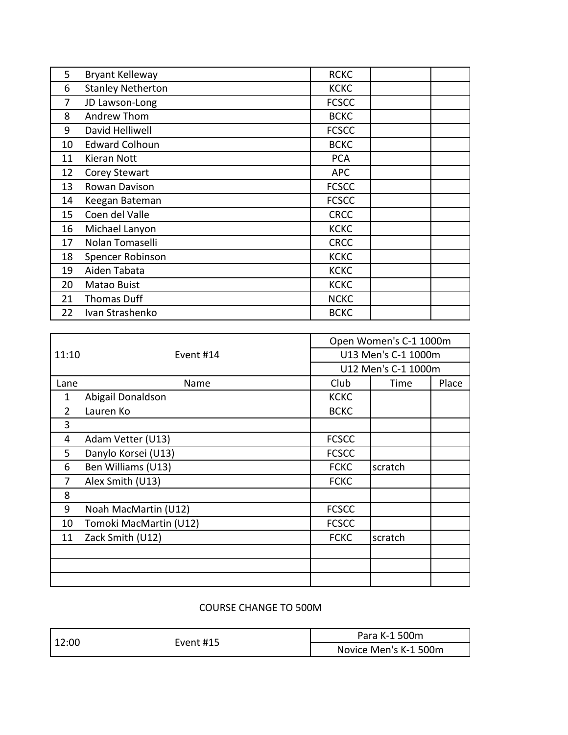| | | | | |
|---|---|---|---|---|
| 5 | Bryant Kelleway | RCKC | | |
| 6 | Stanley Netherton | KCKC | | |
| 7 | JD Lawson-Long | FCSCC | | |
| 8 | Andrew Thom | BCKC | | |
| 9 | David Helliwell | FCSCC | | |
| 10 | Edward Colhoun | BCKC | | |
| 11 | Kieran Nott | PCA | | |
| 12 | Corey Stewart | APC | | |
| 13 | Rowan Davison | FCSCC | | |
| 14 | Keegan Bateman | FCSCC | | |
| 15 | Coen del Valle | CRCC | | |
| 16 | Michael Lanyon | KCKC | | |
| 17 | Nolan Tomaselli | CRCC | | |
| 18 | Spencer Robinson | KCKC | | |
| 19 | Aiden Tabata | KCKC | | |
| 20 | Matao Buist | KCKC | | |
| 21 | Thomas Duff | NCKC | | |
| 22 | Ivan Strashenko | BCKC | | |

| 11:10 | Event #14 | Open Women's C-1 1000m<br>U13 Men's C-1 1000m<br>U12 Men's C-1 1000m | | |
|---|---|---|---|---|
| Lane | Name | Club | Time | Place |
| 1 | Abigail Donaldson | KCKC | | |
| 2 | Lauren Ko | BCKC | | |
| 3 | | | | |
| 4 | Adam Vetter (U13) | FCSCC | | |
| 5 | Danylo Korsei (U13) | FCSCC | | |
| 6 | Ben Williams (U13) | FCKC | scratch | |
| 7 | Alex Smith (U13) | FCKC | | |
| 8 | | | | |
| 9 | Noah MacMartin (U12) | FCSCC | | |
| 10 | Tomoki MacMartin (U12) | FCSCC | | |
| 11 | Zack Smith (U12) | FCKC | scratch | |
| | | | | |
| | | | | |
| | | | | |

COURSE CHANGE TO 500M

| 12:00 | Event #15 | Para K-1 500m<br>Novice Men's K-1 500m |
|---|---|---|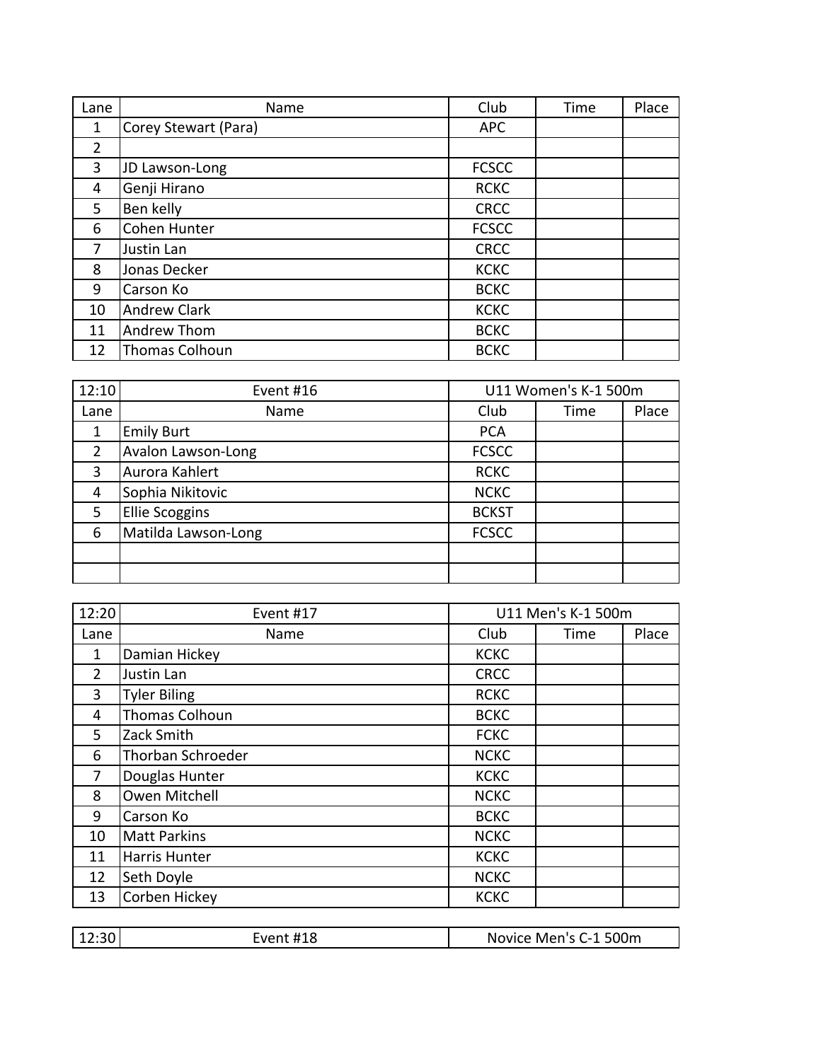| Lane | Name | Club | Time | Place |
|---|---|---|---|---|
| 1 | Corey Stewart (Para) | APC | | |
| 2 | | | | |
| 3 | JD Lawson-Long | FCSCC | | |
| 4 | Genji Hirano | RCKC | | |
| 5 | Ben kelly | CRCC | | |
| 6 | Cohen Hunter | FCSCC | | |
| 7 | Justin Lan | CRCC | | |
| 8 | Jonas Decker | KCKC | | |
| 9 | Carson Ko | BCKC | | |
| 10 | Andrew Clark | KCKC | | |
| 11 | Andrew Thom | BCKC | | |
| 12 | Thomas Colhoun | BCKC | | |

| 12:10 | Event #16 | U11 Women's K-1 500m | | |
|---|---|---|---|---|
| Lane | Name | Club | Time | Place |
| 1 | Emily Burt | PCA | | |
| 2 | Avalon Lawson-Long | FCSCC | | |
| 3 | Aurora Kahlert | RCKC | | |
| 4 | Sophia Nikitovic | NCKC | | |
| 5 | Ellie Scoggins | BCKST | | |
| 6 | Matilda Lawson-Long | FCSCC | | |
| | | | | |
| | | | | |

| 12:20 | Event #17 | U11 Men's K-1 500m | | |
|---|---|---|---|---|
| Lane | Name | Club | Time | Place |
| 1 | Damian Hickey | KCKC | | |
| 2 | Justin Lan | CRCC | | |
| 3 | Tyler Biling | RCKC | | |
| 4 | Thomas Colhoun | BCKC | | |
| 5 | Zack Smith | FCKC | | |
| 6 | Thorban Schroeder | NCKC | | |
| 7 | Douglas Hunter | KCKC | | |
| 8 | Owen Mitchell | NCKC | | |
| 9 | Carson Ko | BCKC | | |
| 10 | Matt Parkins | NCKC | | |
| 11 | Harris Hunter | KCKC | | |
| 12 | Seth Doyle | NCKC | | |
| 13 | Corben Hickey | KCKC | | |

| 12:30 | Event #18 | Novice Men's C-1 500m |
|---|---|---|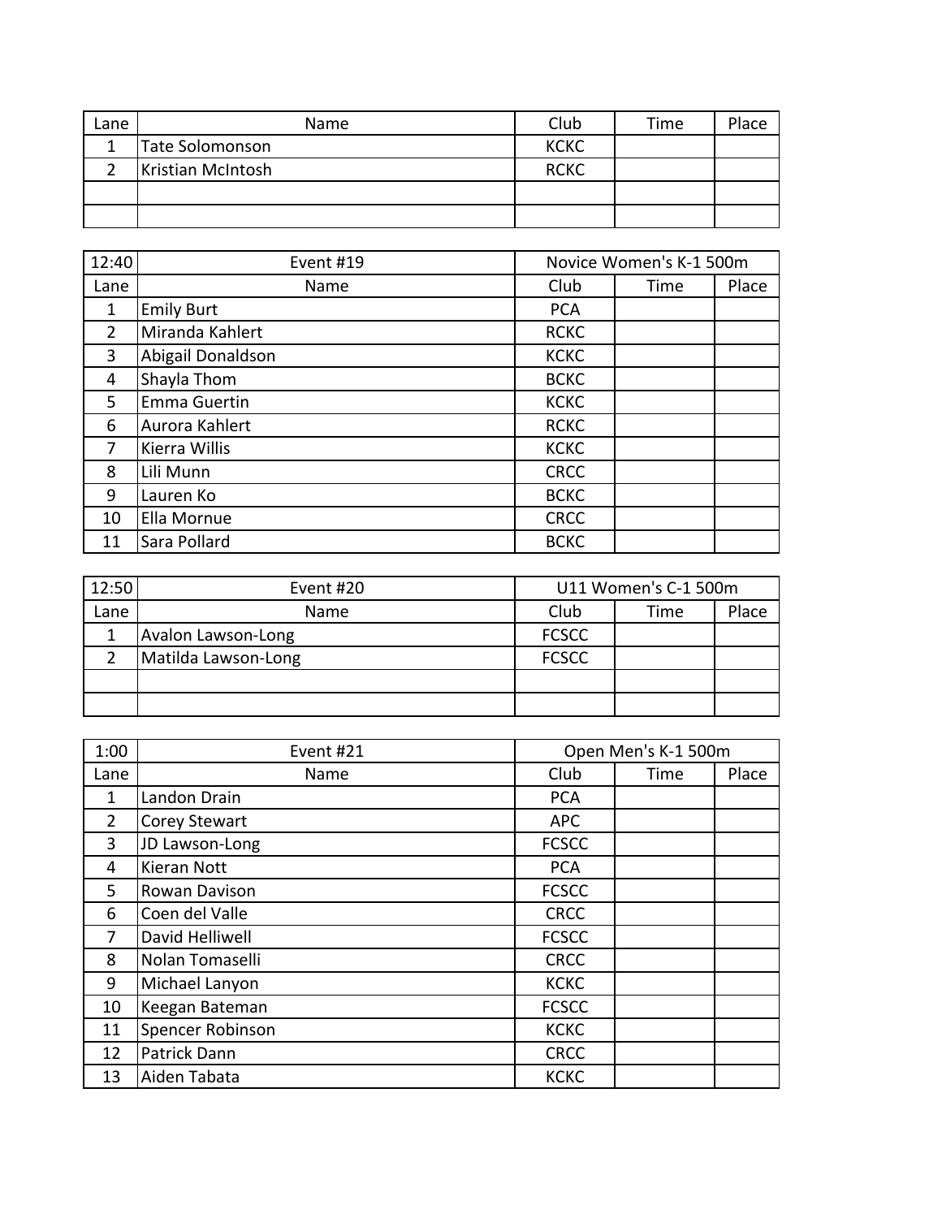| Lane | Name | Club | Time | Place |
|---|---|---|---|---|
| 1 | Tate Solomonson | KCKC | | |
| 2 | Kristian McIntosh | RCKC | | |
| | | | | |
| | | | | |

| 12:40 | Event #19 | Novice Women's K-1 500m | | |
|---|---|---|---|---|
| Lane | Name | Club | Time | Place |
| 1 | Emily Burt | PCA | | |
| 2 | Miranda Kahlert | RCKC | | |
| 3 | Abigail Donaldson | KCKC | | |
| 4 | Shayla Thom | BCKC | | |
| 5 | Emma Guertin | KCKC | | |
| 6 | Aurora Kahlert | RCKC | | |
| 7 | Kierra Willis | KCKC | | |
| 8 | Lili Munn | CRCC | | |
| 9 | Lauren Ko | BCKC | | |
| 10 | Ella Mornue | CRCC | | |
| 11 | Sara Pollard | BCKC | | |

| 12:50 | Event #20 | U11 Women's C-1 500m | | |
|---|---|---|---|---|
| Lane | Name | Club | Time | Place |
| 1 | Avalon Lawson-Long | FCSCC | | |
| 2 | Matilda Lawson-Long | FCSCC | | |
| | | | | |
| | | | | |

| 1:00 | Event #21 | Open Men's K-1 500m | | |
|---|---|---|---|---|
| Lane | Name | Club | Time | Place |
| 1 | Landon Drain | PCA | | |
| 2 | Corey Stewart | APC | | |
| 3 | JD Lawson-Long | FCSCC | | |
| 4 | Kieran Nott | PCA | | |
| 5 | Rowan Davison | FCSCC | | |
| 6 | Coen del Valle | CRCC | | |
| 7 | David Helliwell | FCSCC | | |
| 8 | Nolan Tomaselli | CRCC | | |
| 9 | Michael Lanyon | KCKC | | |
| 10 | Keegan Bateman | FCSCC | | |
| 11 | Spencer Robinson | KCKC | | |
| 12 | Patrick Dann | CRCC | | |
| 13 | Aiden Tabata | KCKC | | |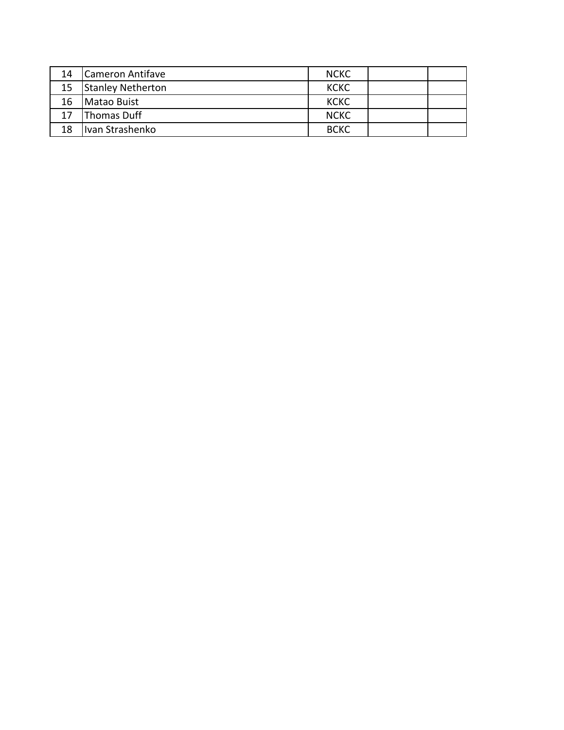| | | | | |
|---|---|---|---|---|
| 14 | Cameron Antifave | NCKC | | |
| 15 | Stanley Netherton | KCKC | | |
| 16 | Matao Buist | KCKC | | |
| 17 | Thomas Duff | NCKC | | |
| 18 | Ivan Strashenko | BCKC | | |